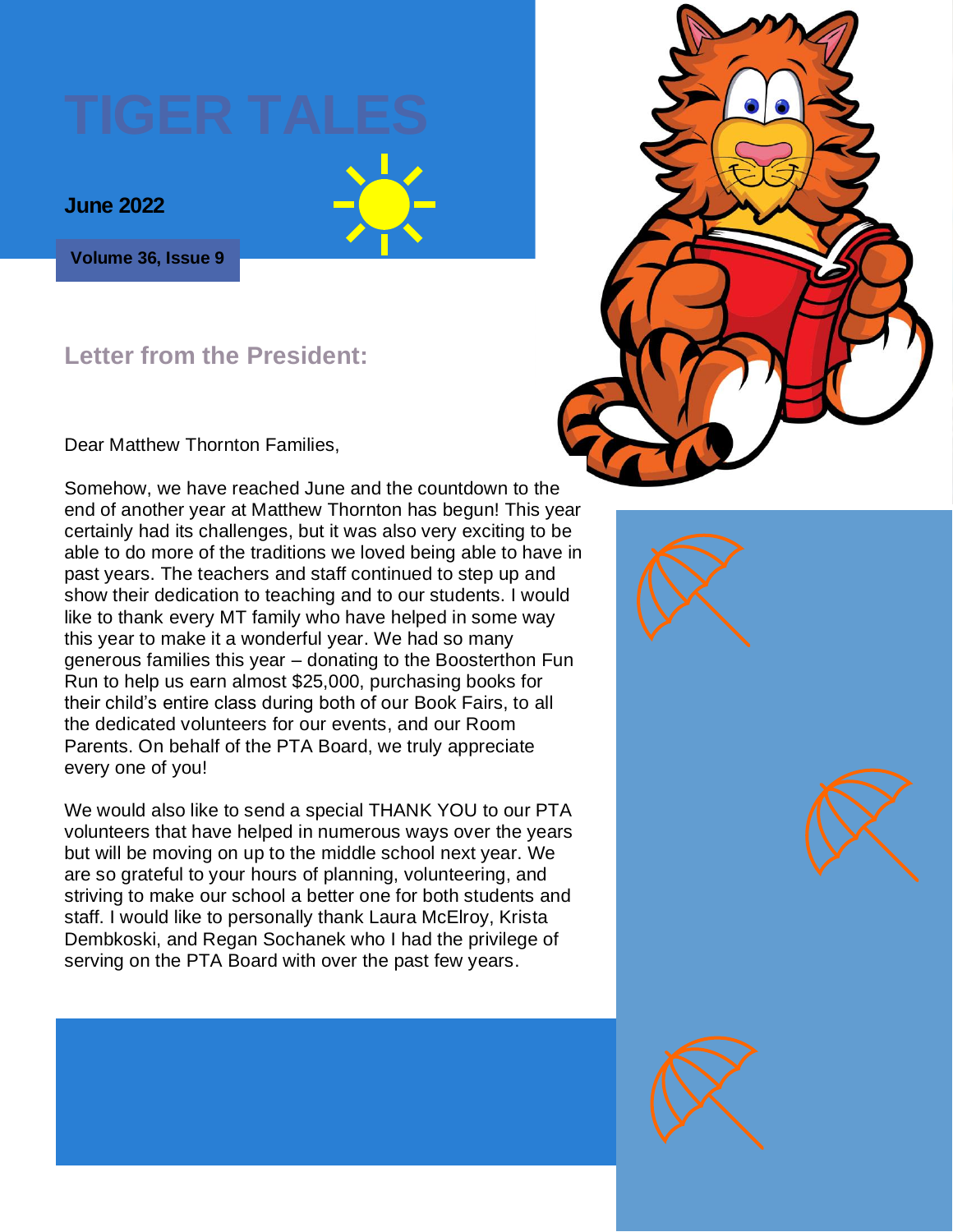# TIGER TALES

**June 2022**

**Volume 36, Issue 9**

## Letter from the President:

Dear Matthew Thornton Families,

Somehow, we have reached June and the countdown to the end of another year at Matthew Thornton has begun! This year certainly had its challenges, but it was also very exciting to be able to do more of the traditions we loved being able to have in past years. The teachers and staff continued to step up and show their dedication to teaching and to our students. I would like to thank every MT family who have helped in some way this year to make it a wonderful year. We had so many generous families this year – donating to the Boosterthon Fun Run to help us earn almost $25,000, purchasing books for their child's entire class during both of our Book Fairs, to all the dedicated volunteers for our events, and our Room Parents. On behalf of the PTA Board, we truly appreciate every one of you!

We would also like to send a special THANK YOU to our PTA volunteers that have helped in numerous ways over the years but will be moving on up to the middle school next year. We are so grateful to your hours of planning, volunteering, and striving to make our school a better one for both students and staff. I would like to personally thank Laura McElroy, Krista Dembkoski, and Regan Sochanek who I had the privilege of serving on the PTA Board with over the past few years.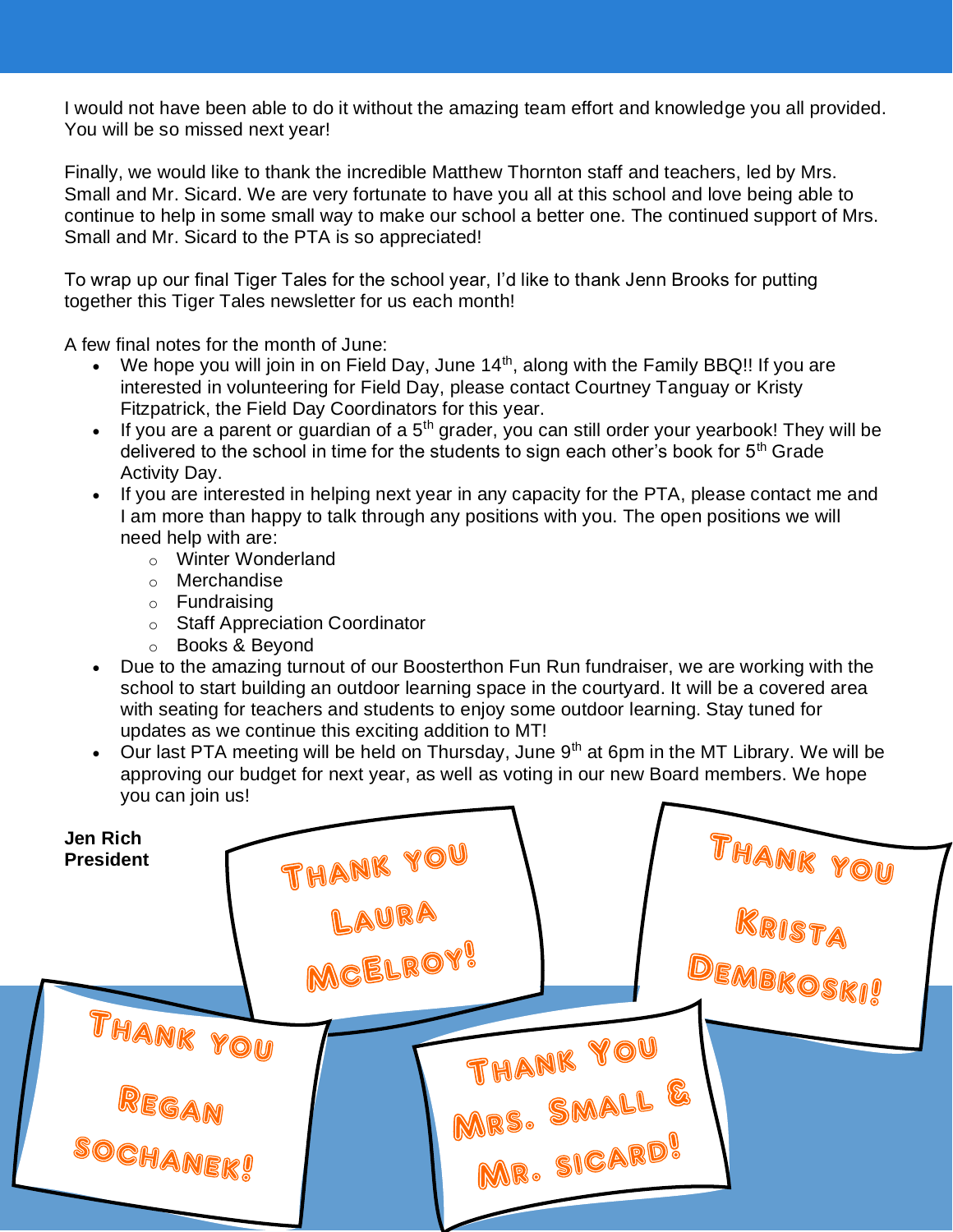I would not have been able to do it without the amazing team effort and knowledge you all provided. You will be so missed next year!

Finally, we would like to thank the incredible Matthew Thornton staff and teachers, led by Mrs. Small and Mr. Sicard. We are very fortunate to have you all at this school and love being able to continue to help in some small way to make our school a better one. The continued support of Mrs. Small and Mr. Sicard to the PTA is so appreciated!

To wrap up our final Tiger Tales for the school year, I'd like to thank Jenn Brooks for putting together this Tiger Tales newsletter for us each month!

A few final notes for the month of June:

- We hope you will join in on Field Day, June 14th, along with the Family BBQ!! If you are interested in volunteering for Field Day, please contact Courtney Tanguay or Kristy Fitzpatrick, the Field Day Coordinators for this year.
- If you are a parent or guardian of a 5th grader, you can still order your yearbook! They will be delivered to the school in time for the students to sign each other's book for 5th Grade Activity Day.
- If you are interested in helping next year in any capacity for the PTA, please contact me and I am more than happy to talk through any positions with you. The open positions we will need help with are:
    - Winter Wonderland
    - Merchandise
    - Fundraising
    - Staff Appreciation Coordinator
    - Books & Beyond
- Due to the amazing turnout of our Boosterthon Fun Run fundraiser, we are working with the school to start building an outdoor learning space in the courtyard. It will be a covered area with seating for teachers and students to enjoy some outdoor learning. Stay tuned for updates as we continue this exciting addition to MT!
- Our last PTA meeting will be held on Thursday, June 9th at 6pm in the MT Library. We will be approving our budget for next year, as well as voting in our new Board members. We hope you can join us!

**Jen Rich**
**President**

Thank you Laura McElroy!

Thank you Krista Dembkoski!

Thank you Regan Sochanek!

Thank you Mrs. Small & Mr. Sicard!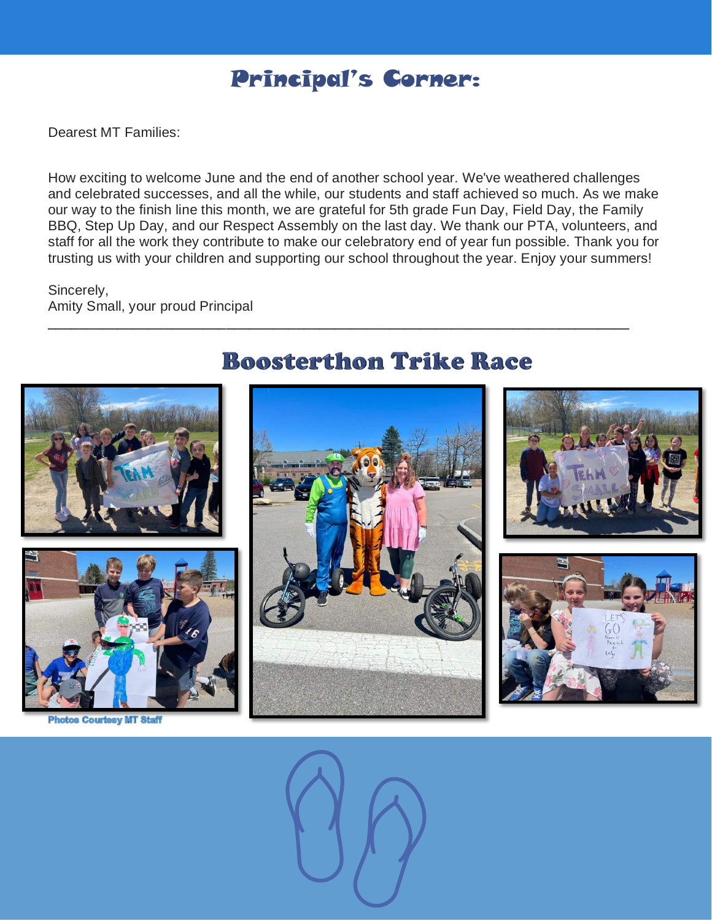## Principal's Corner:

Dearest MT Families:

How exciting to welcome June and the end of another school year. We've weathered challenges and celebrated successes, and all the while, our students and staff achieved so much. As we make our way to the finish line this month, we are grateful for 5th grade Fun Day, Field Day, the Family BBQ, Step Up Day, and our Respect Assembly on the last day. We thank our PTA, volunteers, and staff for all the work they contribute to make our celebratory end of year fun possible. Thank you for trusting us with your children and supporting our school throughout the year. Enjoy your summers!

Sincerely,
Amity Small, your proud Principal

---

## Boosterthon Trike Race

Photos Courtesy MT Staff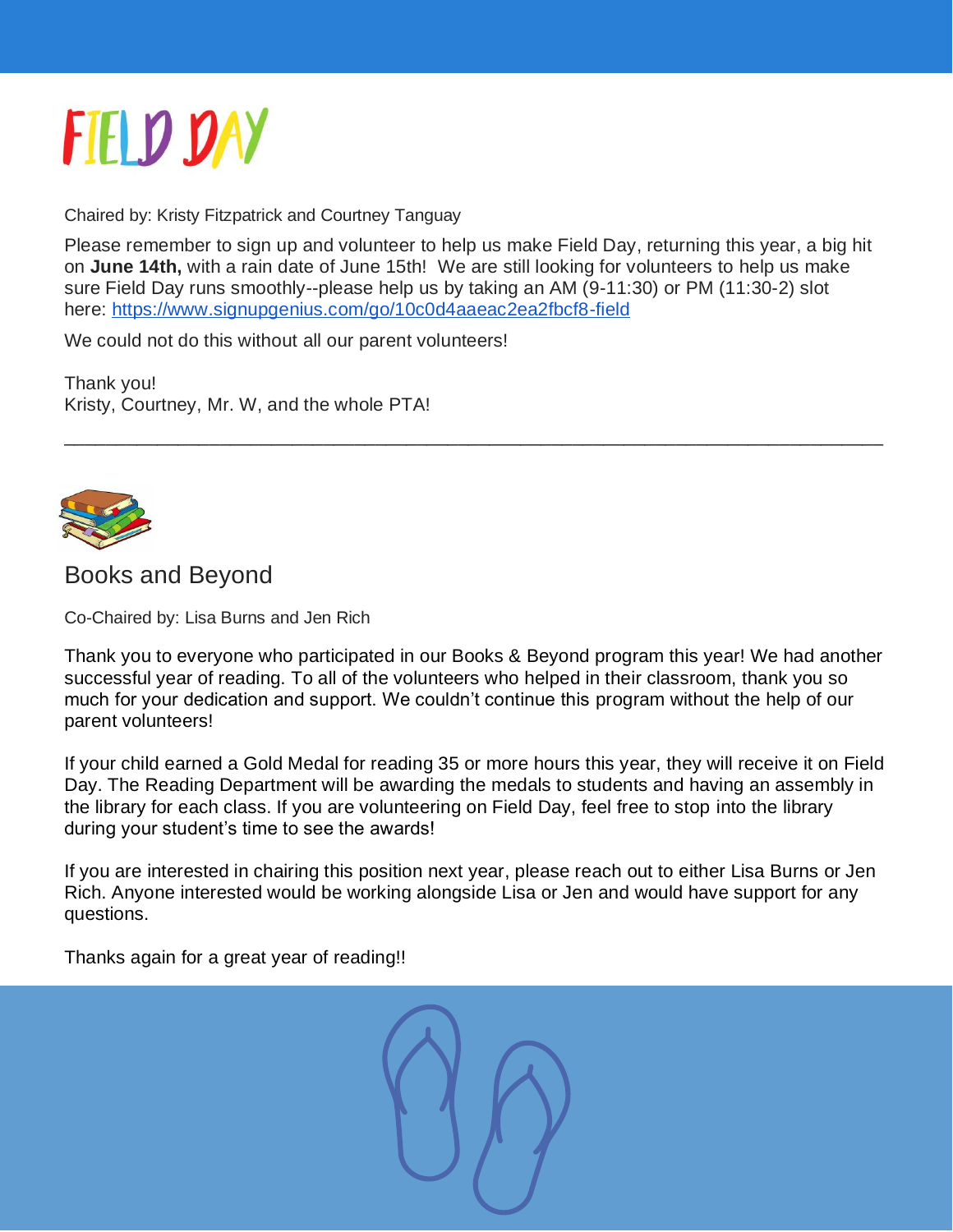# FIELD DAY

Chaired by: Kristy Fitzpatrick and Courtney Tanguay

Please remember to sign up and volunteer to help us make Field Day, returning this year, a big hit on **June 14th,** with a rain date of June 15th! We are still looking for volunteers to help us make sure Field Day runs smoothly--please help us by taking an AM (9-11:30) or PM (11:30-2) slot here: [https://www.signupgenius.com/go/10c0d4aaeac2ea2fbcf8-field](https://www.signupgenius.com/go/10c0d4aaeac2ea2fbcf8-field)

We could not do this without all our parent volunteers!

Thank you!
Kristy, Courtney, Mr. W, and the whole PTA!

---

## Books and Beyond

Co-Chaired by: Lisa Burns and Jen Rich

Thank you to everyone who participated in our Books & Beyond program this year! We had another successful year of reading. To all of the volunteers who helped in their classroom, thank you so much for your dedication and support. We couldn't continue this program without the help of our parent volunteers!

If your child earned a Gold Medal for reading 35 or more hours this year, they will receive it on Field Day. The Reading Department will be awarding the medals to students and having an assembly in the library for each class. If you are volunteering on Field Day, feel free to stop into the library during your student's time to see the awards!

If you are interested in chairing this position next year, please reach out to either Lisa Burns or Jen Rich. Anyone interested would be working alongside Lisa or Jen and would have support for any questions.

Thanks again for a great year of reading!!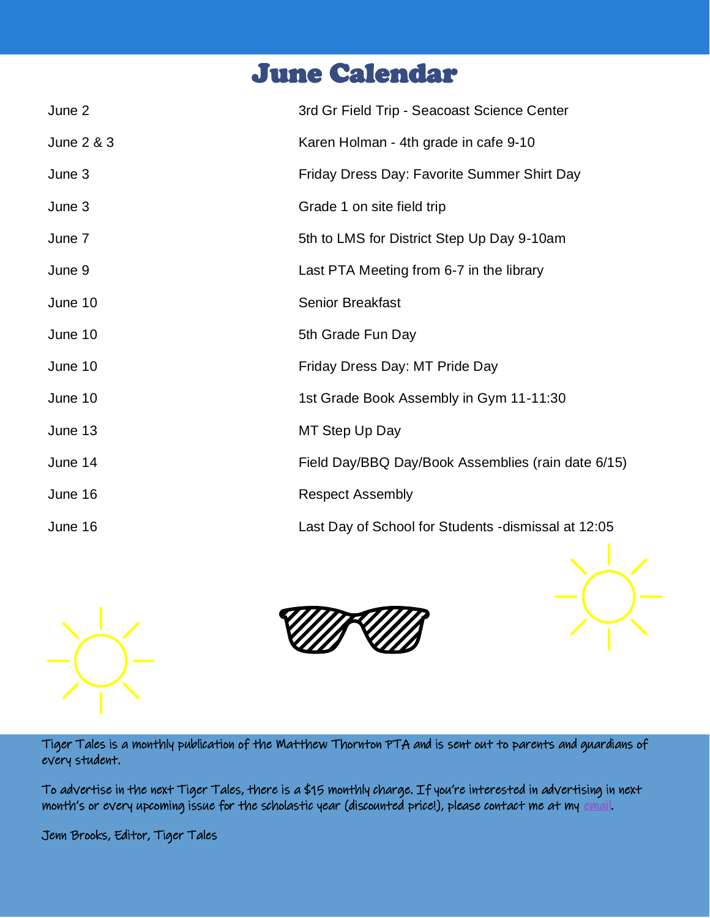# June Calendar

| | |
|---|---|
| June 2 | 3rd Gr Field Trip - Seacoast Science Center |
| June 2 & 3 | Karen Holman - 4th grade in cafe 9-10 |
| June 3 | Friday Dress Day: Favorite Summer Shirt Day |
| June 3 | Grade 1 on site field trip |
| June 7 | 5th to LMS for District Step Up Day 9-10am |
| June 9 | Last PTA Meeting from 6-7 in the library |
| June 10 | Senior Breakfast |
| June 10 | 5th Grade Fun Day |
| June 10 | Friday Dress Day: MT Pride Day |
| June 10 | 1st Grade Book Assembly in Gym 11-11:30 |
| June 13 | MT Step Up Day |
| June 14 | Field Day/BBQ Day/Book Assemblies (rain date 6/15) |
| June 16 | Respect Assembly |
| June 16 | Last Day of School for Students -dismissal at 12:05 |

Tiger Tales is a monthly publication of the Matthew Thornton PTA and is sent out to parents and guardians of every student.

To advertise in the next Tiger Tales, there is a $15 monthly charge. If you're interested in advertising in next month's or every upcoming issue for the scholastic year (discounted price!), please contact me at my email.

Jenn Brooks, Editor, Tiger Tales